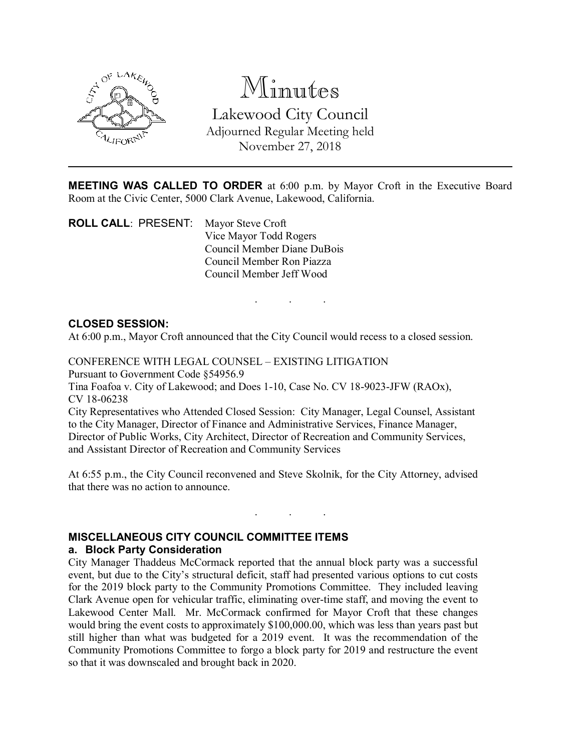# Minutes

Lakewood City Council
Adjourned Regular Meeting held
November 27, 2018

---

**MEETING WAS CALLED TO ORDER** at 6:00 p.m. by Mayor Croft in the Executive Board Room at the Civic Center, 5000 Clark Avenue, Lakewood, California.

**ROLL CALL**: PRESENT: Mayor Steve Croft
Vice Mayor Todd Rogers
Council Member Diane DuBois
Council Member Ron Piazza
Council Member Jeff Wood

. . .

**CLOSED SESSION:**
At 6:00 p.m., Mayor Croft announced that the City Council would recess to a closed session.

CONFERENCE WITH LEGAL COUNSEL – EXISTING LITIGATION
Pursuant to Government Code §54956.9
Tina Foafoa v. City of Lakewood; and Does 1-10, Case No. CV 18-9023-JFW (RAOx), CV 18-06238
City Representatives who Attended Closed Session: City Manager, Legal Counsel, Assistant to the City Manager, Director of Finance and Administrative Services, Finance Manager, Director of Public Works, City Architect, Director of Recreation and Community Services, and Assistant Director of Recreation and Community Services

At 6:55 p.m., the City Council reconvened and Steve Skolnik, for the City Attorney, advised that there was no action to announce.

. . .

**MISCELLANEOUS CITY COUNCIL COMMITTEE ITEMS**

**a. Block Party Consideration**

City Manager Thaddeus McCormack reported that the annual block party was a successful event, but due to the City's structural deficit, staff had presented various options to cut costs for the 2019 block party to the Community Promotions Committee. They included leaving Clark Avenue open for vehicular traffic, eliminating over-time staff, and moving the event to Lakewood Center Mall. Mr. McCormack confirmed for Mayor Croft that these changes would bring the event costs to approximately $100,000.00, which was less than years past but still higher than what was budgeted for a 2019 event. It was the recommendation of the Community Promotions Committee to forgo a block party for 2019 and restructure the event so that it was downscaled and brought back in 2020.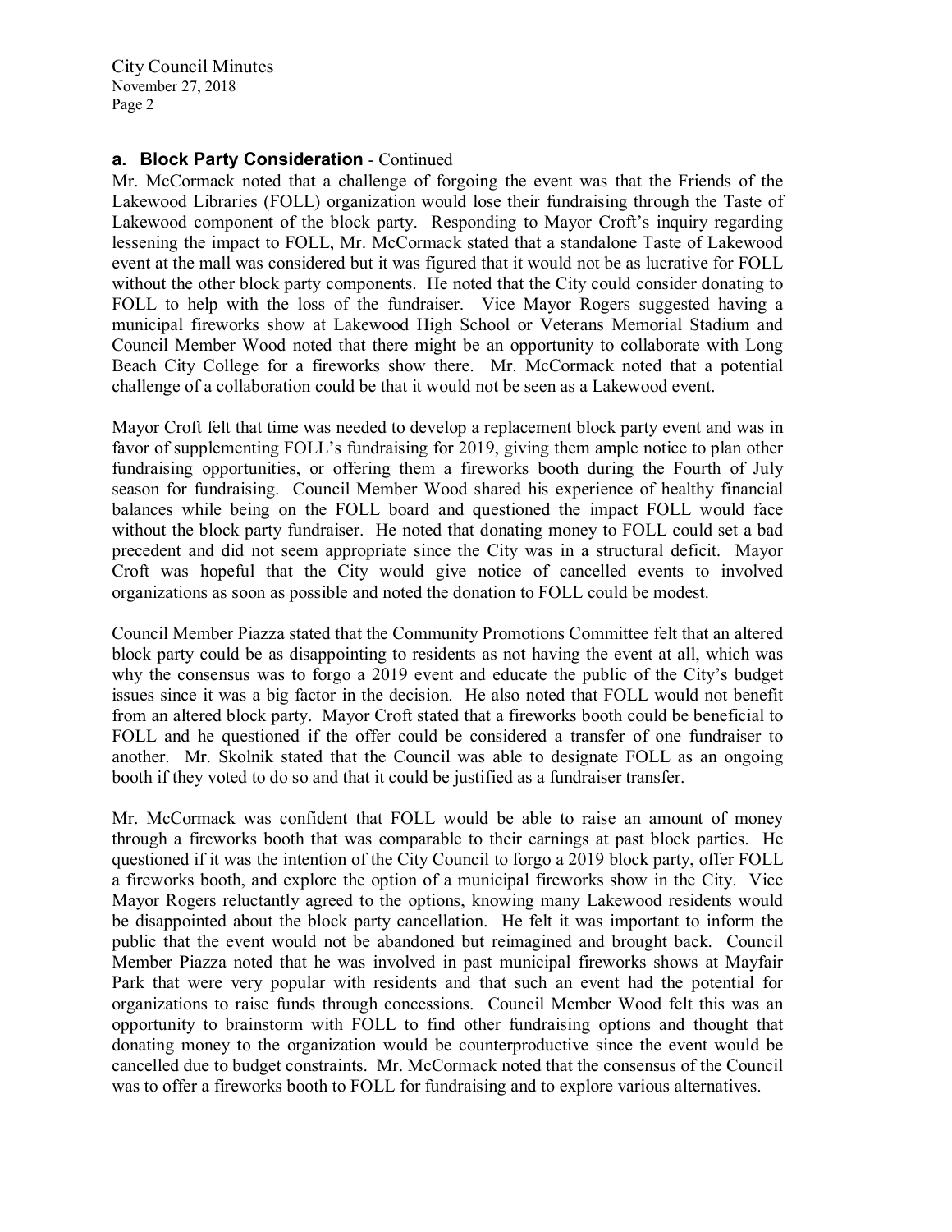### a. Block Party Consideration - Continued

Mr. McCormack noted that a challenge of forgoing the event was that the Friends of the Lakewood Libraries (FOLL) organization would lose their fundraising through the Taste of Lakewood component of the block party. Responding to Mayor Croft's inquiry regarding lessening the impact to FOLL, Mr. McCormack stated that a standalone Taste of Lakewood event at the mall was considered but it was figured that it would not be as lucrative for FOLL without the other block party components. He noted that the City could consider donating to FOLL to help with the loss of the fundraiser. Vice Mayor Rogers suggested having a municipal fireworks show at Lakewood High School or Veterans Memorial Stadium and Council Member Wood noted that there might be an opportunity to collaborate with Long Beach City College for a fireworks show there. Mr. McCormack noted that a potential challenge of a collaboration could be that it would not be seen as a Lakewood event.

Mayor Croft felt that time was needed to develop a replacement block party event and was in favor of supplementing FOLL's fundraising for 2019, giving them ample notice to plan other fundraising opportunities, or offering them a fireworks booth during the Fourth of July season for fundraising. Council Member Wood shared his experience of healthy financial balances while being on the FOLL board and questioned the impact FOLL would face without the block party fundraiser. He noted that donating money to FOLL could set a bad precedent and did not seem appropriate since the City was in a structural deficit. Mayor Croft was hopeful that the City would give notice of cancelled events to involved organizations as soon as possible and noted the donation to FOLL could be modest.

Council Member Piazza stated that the Community Promotions Committee felt that an altered block party could be as disappointing to residents as not having the event at all, which was why the consensus was to forgo a 2019 event and educate the public of the City's budget issues since it was a big factor in the decision. He also noted that FOLL would not benefit from an altered block party. Mayor Croft stated that a fireworks booth could be beneficial to FOLL and he questioned if the offer could be considered a transfer of one fundraiser to another. Mr. Skolnik stated that the Council was able to designate FOLL as an ongoing booth if they voted to do so and that it could be justified as a fundraiser transfer.

Mr. McCormack was confident that FOLL would be able to raise an amount of money through a fireworks booth that was comparable to their earnings at past block parties. He questioned if it was the intention of the City Council to forgo a 2019 block party, offer FOLL a fireworks booth, and explore the option of a municipal fireworks show in the City. Vice Mayor Rogers reluctantly agreed to the options, knowing many Lakewood residents would be disappointed about the block party cancellation. He felt it was important to inform the public that the event would not be abandoned but reimagined and brought back. Council Member Piazza noted that he was involved in past municipal fireworks shows at Mayfair Park that were very popular with residents and that such an event had the potential for organizations to raise funds through concessions. Council Member Wood felt this was an opportunity to brainstorm with FOLL to find other fundraising options and thought that donating money to the organization would be counterproductive since the event would be cancelled due to budget constraints. Mr. McCormack noted that the consensus of the Council was to offer a fireworks booth to FOLL for fundraising and to explore various alternatives.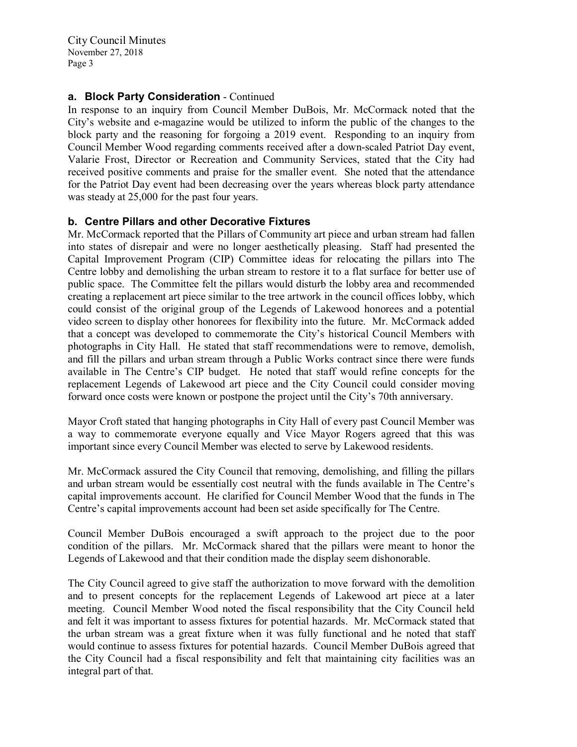**a. Block Party Consideration** - Continued

In response to an inquiry from Council Member DuBois, Mr. McCormack noted that the City's website and e-magazine would be utilized to inform the public of the changes to the block party and the reasoning for forgoing a 2019 event. Responding to an inquiry from Council Member Wood regarding comments received after a down-scaled Patriot Day event, Valarie Frost, Director or Recreation and Community Services, stated that the City had received positive comments and praise for the smaller event. She noted that the attendance for the Patriot Day event had been decreasing over the years whereas block party attendance was steady at 25,000 for the past four years.

**b. Centre Pillars and other Decorative Fixtures**

Mr. McCormack reported that the Pillars of Community art piece and urban stream had fallen into states of disrepair and were no longer aesthetically pleasing. Staff had presented the Capital Improvement Program (CIP) Committee ideas for relocating the pillars into The Centre lobby and demolishing the urban stream to restore it to a flat surface for better use of public space. The Committee felt the pillars would disturb the lobby area and recommended creating a replacement art piece similar to the tree artwork in the council offices lobby, which could consist of the original group of the Legends of Lakewood honorees and a potential video screen to display other honorees for flexibility into the future. Mr. McCormack added that a concept was developed to commemorate the City's historical Council Members with photographs in City Hall. He stated that staff recommendations were to remove, demolish, and fill the pillars and urban stream through a Public Works contract since there were funds available in The Centre's CIP budget. He noted that staff would refine concepts for the replacement Legends of Lakewood art piece and the City Council could consider moving forward once costs were known or postpone the project until the City's 70th anniversary.

Mayor Croft stated that hanging photographs in City Hall of every past Council Member was a way to commemorate everyone equally and Vice Mayor Rogers agreed that this was important since every Council Member was elected to serve by Lakewood residents.

Mr. McCormack assured the City Council that removing, demolishing, and filling the pillars and urban stream would be essentially cost neutral with the funds available in The Centre's capital improvements account. He clarified for Council Member Wood that the funds in The Centre's capital improvements account had been set aside specifically for The Centre.

Council Member DuBois encouraged a swift approach to the project due to the poor condition of the pillars. Mr. McCormack shared that the pillars were meant to honor the Legends of Lakewood and that their condition made the display seem dishonorable.

The City Council agreed to give staff the authorization to move forward with the demolition and to present concepts for the replacement Legends of Lakewood art piece at a later meeting. Council Member Wood noted the fiscal responsibility that the City Council held and felt it was important to assess fixtures for potential hazards. Mr. McCormack stated that the urban stream was a great fixture when it was fully functional and he noted that staff would continue to assess fixtures for potential hazards. Council Member DuBois agreed that the City Council had a fiscal responsibility and felt that maintaining city facilities was an integral part of that.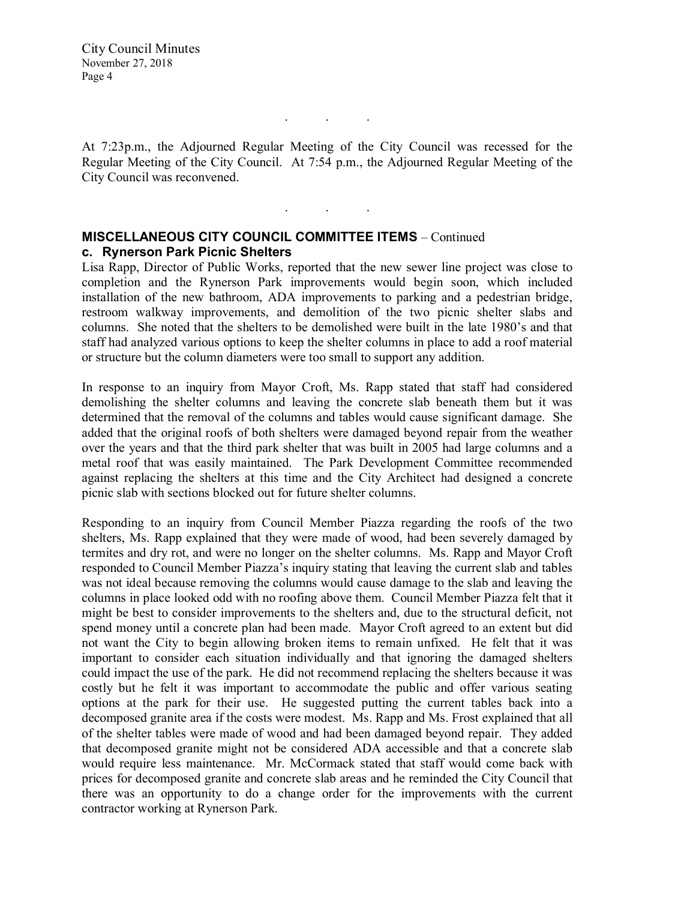. . .

At 7:23p.m., the Adjourned Regular Meeting of the City Council was recessed for the Regular Meeting of the City Council. At 7:54 p.m., the Adjourned Regular Meeting of the City Council was reconvened.

. . .

**MISCELLANEOUS CITY COUNCIL COMMITTEE ITEMS** – Continued

**c. Rynerson Park Picnic Shelters**

Lisa Rapp, Director of Public Works, reported that the new sewer line project was close to completion and the Rynerson Park improvements would begin soon, which included installation of the new bathroom, ADA improvements to parking and a pedestrian bridge, restroom walkway improvements, and demolition of the two picnic shelter slabs and columns. She noted that the shelters to be demolished were built in the late 1980's and that staff had analyzed various options to keep the shelter columns in place to add a roof material or structure but the column diameters were too small to support any addition.

In response to an inquiry from Mayor Croft, Ms. Rapp stated that staff had considered demolishing the shelter columns and leaving the concrete slab beneath them but it was determined that the removal of the columns and tables would cause significant damage. She added that the original roofs of both shelters were damaged beyond repair from the weather over the years and that the third park shelter that was built in 2005 had large columns and a metal roof that was easily maintained. The Park Development Committee recommended against replacing the shelters at this time and the City Architect had designed a concrete picnic slab with sections blocked out for future shelter columns.

Responding to an inquiry from Council Member Piazza regarding the roofs of the two shelters, Ms. Rapp explained that they were made of wood, had been severely damaged by termites and dry rot, and were no longer on the shelter columns. Ms. Rapp and Mayor Croft responded to Council Member Piazza's inquiry stating that leaving the current slab and tables was not ideal because removing the columns would cause damage to the slab and leaving the columns in place looked odd with no roofing above them. Council Member Piazza felt that it might be best to consider improvements to the shelters and, due to the structural deficit, not spend money until a concrete plan had been made. Mayor Croft agreed to an extent but did not want the City to begin allowing broken items to remain unfixed. He felt that it was important to consider each situation individually and that ignoring the damaged shelters could impact the use of the park. He did not recommend replacing the shelters because it was costly but he felt it was important to accommodate the public and offer various seating options at the park for their use. He suggested putting the current tables back into a decomposed granite area if the costs were modest. Ms. Rapp and Ms. Frost explained that all of the shelter tables were made of wood and had been damaged beyond repair. They added that decomposed granite might not be considered ADA accessible and that a concrete slab would require less maintenance. Mr. McCormack stated that staff would come back with prices for decomposed granite and concrete slab areas and he reminded the City Council that there was an opportunity to do a change order for the improvements with the current contractor working at Rynerson Park.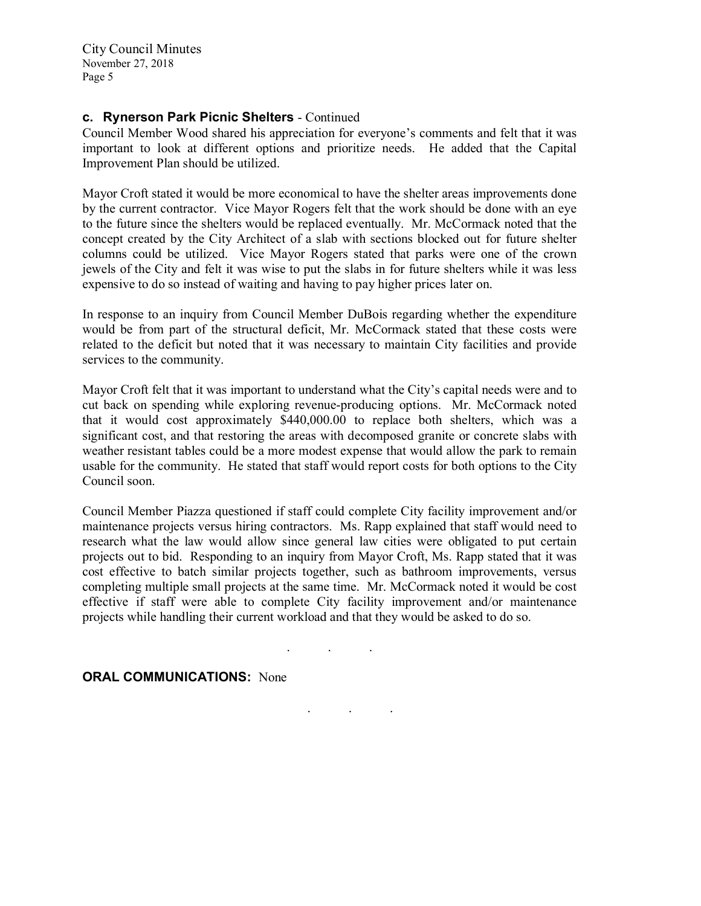### c. Rynerson Park Picnic Shelters - Continued

Council Member Wood shared his appreciation for everyone's comments and felt that it was important to look at different options and prioritize needs. He added that the Capital Improvement Plan should be utilized.

Mayor Croft stated it would be more economical to have the shelter areas improvements done by the current contractor. Vice Mayor Rogers felt that the work should be done with an eye to the future since the shelters would be replaced eventually. Mr. McCormack noted that the concept created by the City Architect of a slab with sections blocked out for future shelter columns could be utilized. Vice Mayor Rogers stated that parks were one of the crown jewels of the City and felt it was wise to put the slabs in for future shelters while it was less expensive to do so instead of waiting and having to pay higher prices later on.

In response to an inquiry from Council Member DuBois regarding whether the expenditure would be from part of the structural deficit, Mr. McCormack stated that these costs were related to the deficit but noted that it was necessary to maintain City facilities and provide services to the community.

Mayor Croft felt that it was important to understand what the City's capital needs were and to cut back on spending while exploring revenue-producing options. Mr. McCormack noted that it would cost approximately $440,000.00 to replace both shelters, which was a significant cost, and that restoring the areas with decomposed granite or concrete slabs with weather resistant tables could be a more modest expense that would allow the park to remain usable for the community. He stated that staff would report costs for both options to the City Council soon.

Council Member Piazza questioned if staff could complete City facility improvement and/or maintenance projects versus hiring contractors. Ms. Rapp explained that staff would need to research what the law would allow since general law cities were obligated to put certain projects out to bid. Responding to an inquiry from Mayor Croft, Ms. Rapp stated that it was cost effective to batch similar projects together, such as bathroom improvements, versus completing multiple small projects at the same time. Mr. McCormack noted it would be cost effective if staff were able to complete City facility improvement and/or maintenance projects while handling their current workload and that they would be asked to do so.

. . .

**ORAL COMMUNICATIONS:** None

. . .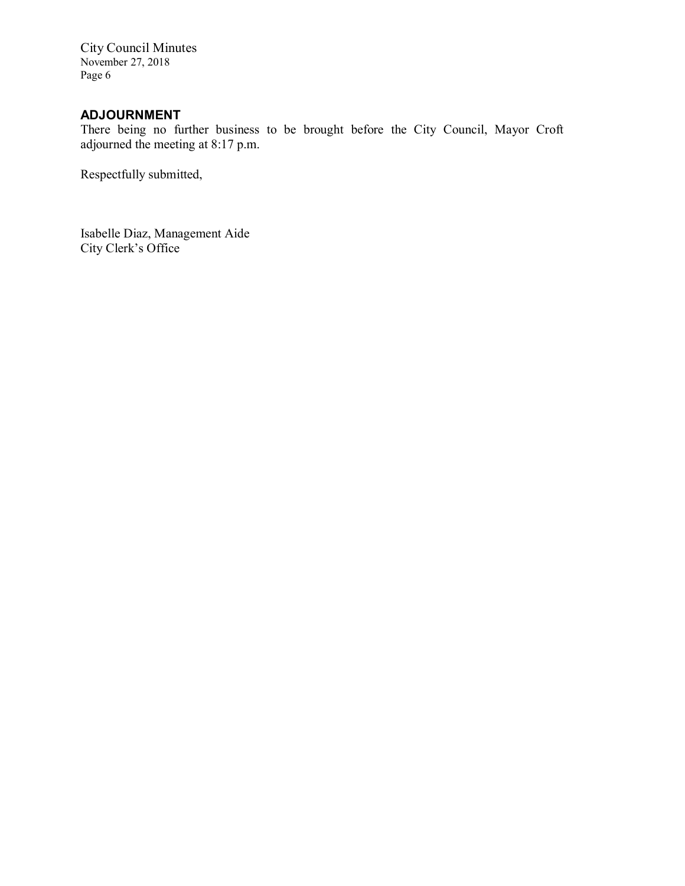## ADJOURNMENT

There being no further business to be brought before the City Council, Mayor Croft adjourned the meeting at 8:17 p.m.

Respectfully submitted,

Isabelle Diaz, Management Aide
City Clerk's Office